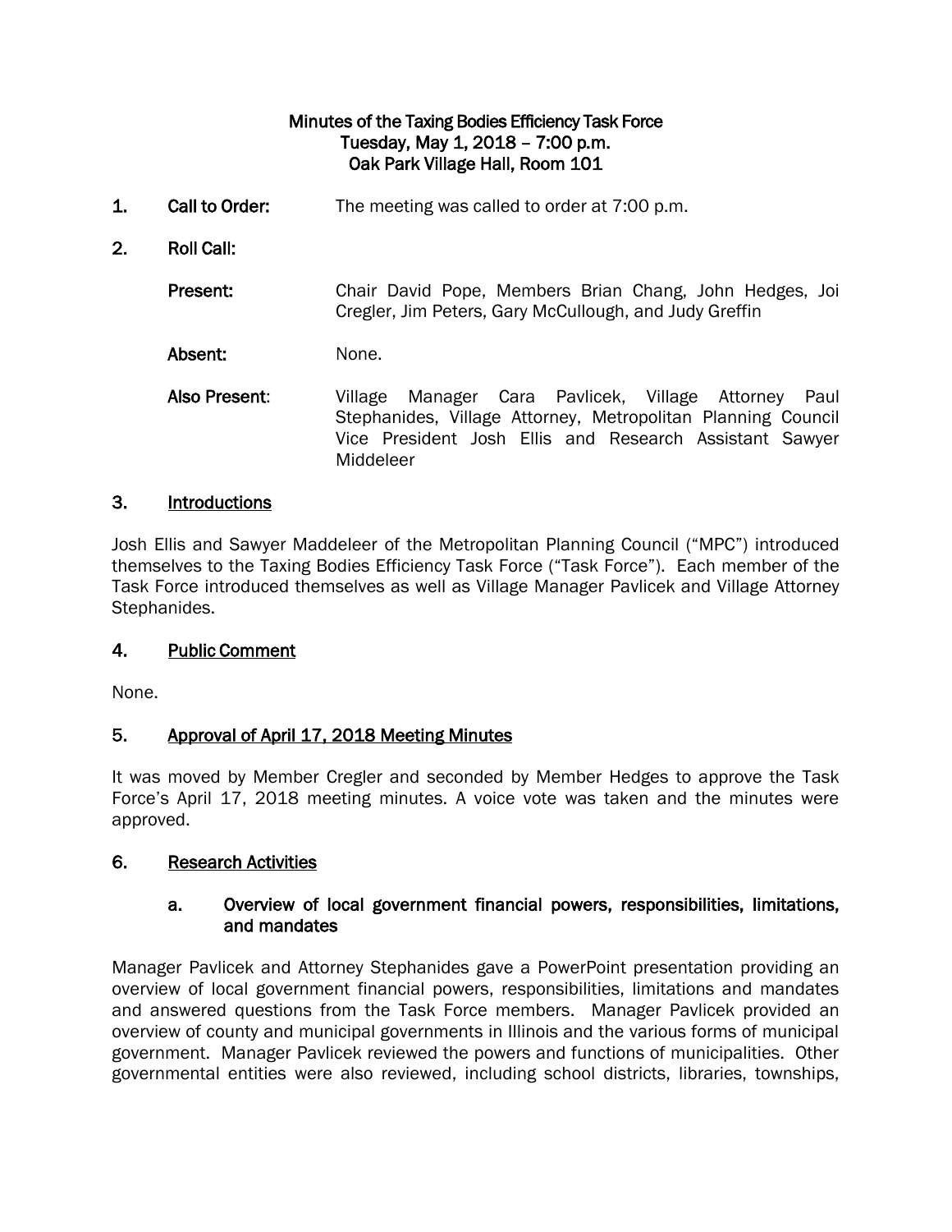**Minutes of the Taxing Bodies Efficiency Task Force**
**Tuesday, May 1, 2018 – 7:00 p.m.**
**Oak Park Village Hall, Room 101**

1. **Call to Order:** The meeting was called to order at 7:00 p.m.

2. **Roll Call:**

   **Present:** Chair David Pope, Members Brian Chang, John Hedges, Joi Cregler, Jim Peters, Gary McCullough, and Judy Greffin

   **Absent:** None.

   **Also Present:** Village Manager Cara Pavlicek, Village Attorney Paul Stephanides, Village Attorney, Metropolitan Planning Council Vice President Josh Ellis and Research Assistant Sawyer Middeleer

## 3. Introductions

Josh Ellis and Sawyer Maddeleer of the Metropolitan Planning Council ("MPC") introduced themselves to the Taxing Bodies Efficiency Task Force ("Task Force"). Each member of the Task Force introduced themselves as well as Village Manager Pavlicek and Village Attorney Stephanides.

## 4. Public Comment

None.

## 5. Approval of April 17, 2018 Meeting Minutes

It was moved by Member Cregler and seconded by Member Hedges to approve the Task Force's April 17, 2018 meeting minutes. A voice vote was taken and the minutes were approved.

## 6. Research Activities

### a. Overview of local government financial powers, responsibilities, limitations, and mandates

Manager Pavlicek and Attorney Stephanides gave a PowerPoint presentation providing an overview of local government financial powers, responsibilities, limitations and mandates and answered questions from the Task Force members. Manager Pavlicek provided an overview of county and municipal governments in Illinois and the various forms of municipal government. Manager Pavlicek reviewed the powers and functions of municipalities. Other governmental entities were also reviewed, including school districts, libraries, townships,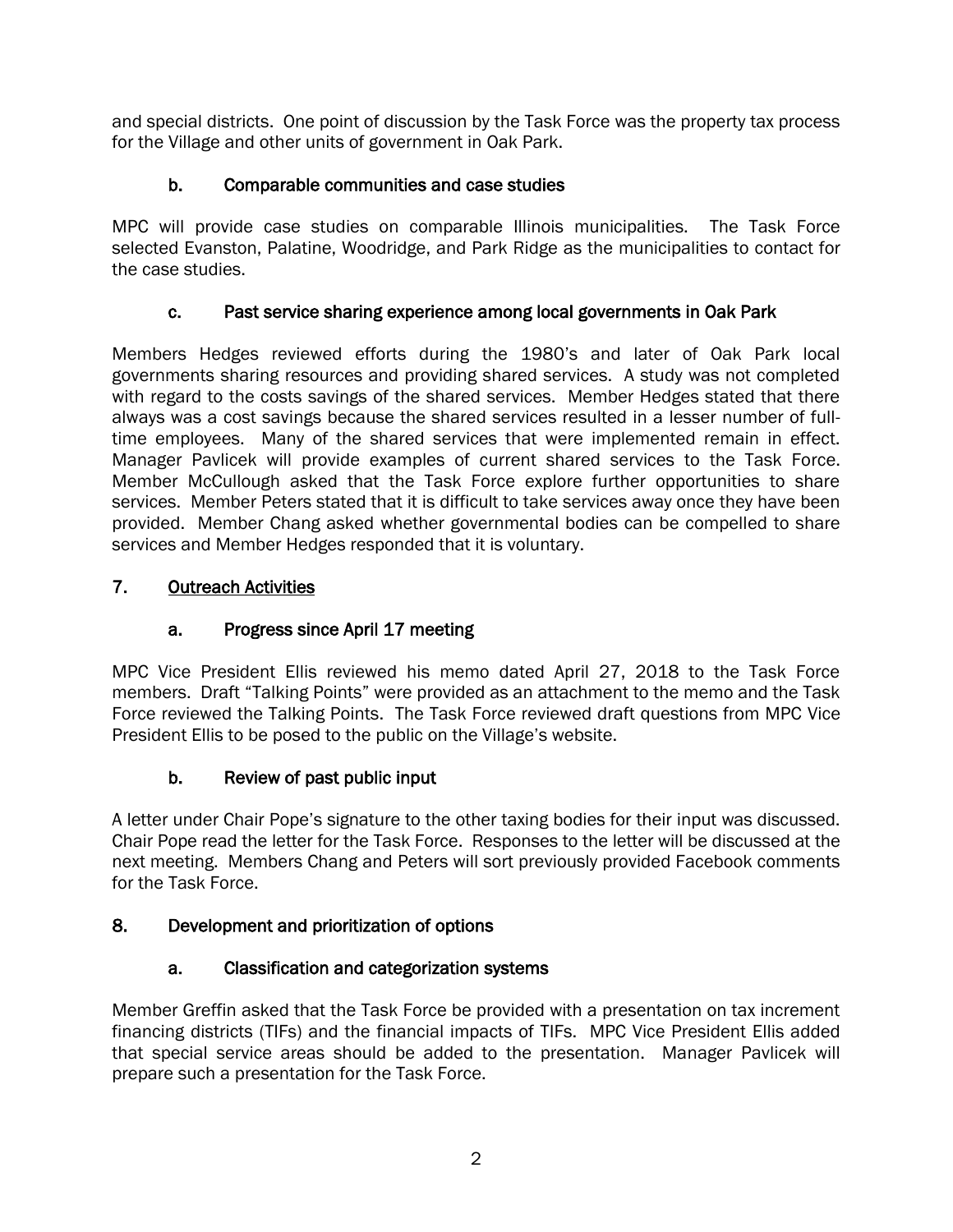and special districts. One point of discussion by the Task Force was the property tax process for the Village and other units of government in Oak Park.

### b. Comparable communities and case studies

MPC will provide case studies on comparable Illinois municipalities. The Task Force selected Evanston, Palatine, Woodridge, and Park Ridge as the municipalities to contact for the case studies.

### c. Past service sharing experience among local governments in Oak Park

Members Hedges reviewed efforts during the 1980's and later of Oak Park local governments sharing resources and providing shared services. A study was not completed with regard to the costs savings of the shared services. Member Hedges stated that there always was a cost savings because the shared services resulted in a lesser number of full-time employees. Many of the shared services that were implemented remain in effect. Manager Pavlicek will provide examples of current shared services to the Task Force. Member McCullough asked that the Task Force explore further opportunities to share services. Member Peters stated that it is difficult to take services away once they have been provided. Member Chang asked whether governmental bodies can be compelled to share services and Member Hedges responded that it is voluntary.

## 7. Outreach Activities

### a. Progress since April 17 meeting

MPC Vice President Ellis reviewed his memo dated April 27, 2018 to the Task Force members. Draft "Talking Points" were provided as an attachment to the memo and the Task Force reviewed the Talking Points. The Task Force reviewed draft questions from MPC Vice President Ellis to be posed to the public on the Village's website.

### b. Review of past public input

A letter under Chair Pope's signature to the other taxing bodies for their input was discussed. Chair Pope read the letter for the Task Force. Responses to the letter will be discussed at the next meeting. Members Chang and Peters will sort previously provided Facebook comments for the Task Force.

## 8. Development and prioritization of options

### a. Classification and categorization systems

Member Greffin asked that the Task Force be provided with a presentation on tax increment financing districts (TIFs) and the financial impacts of TIFs. MPC Vice President Ellis added that special service areas should be added to the presentation. Manager Pavlicek will prepare such a presentation for the Task Force.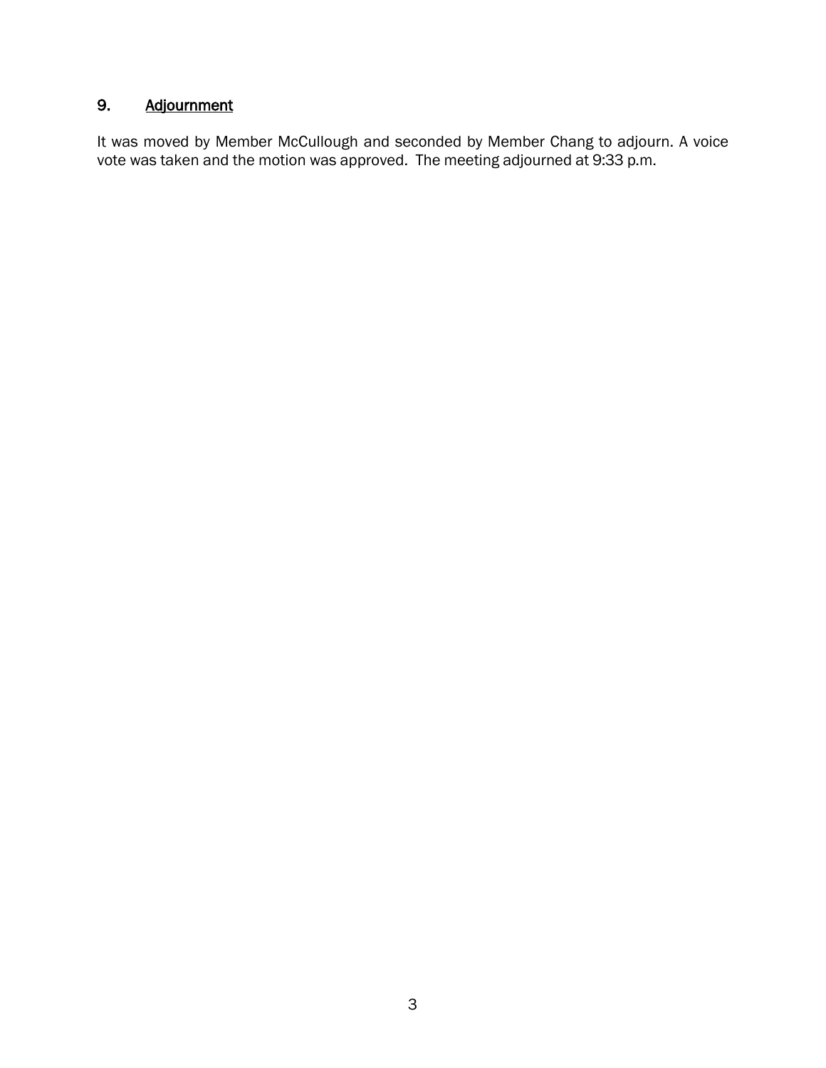## 9. Adjournment

It was moved by Member McCullough and seconded by Member Chang to adjourn. A voice vote was taken and the motion was approved. The meeting adjourned at 9:33 p.m.